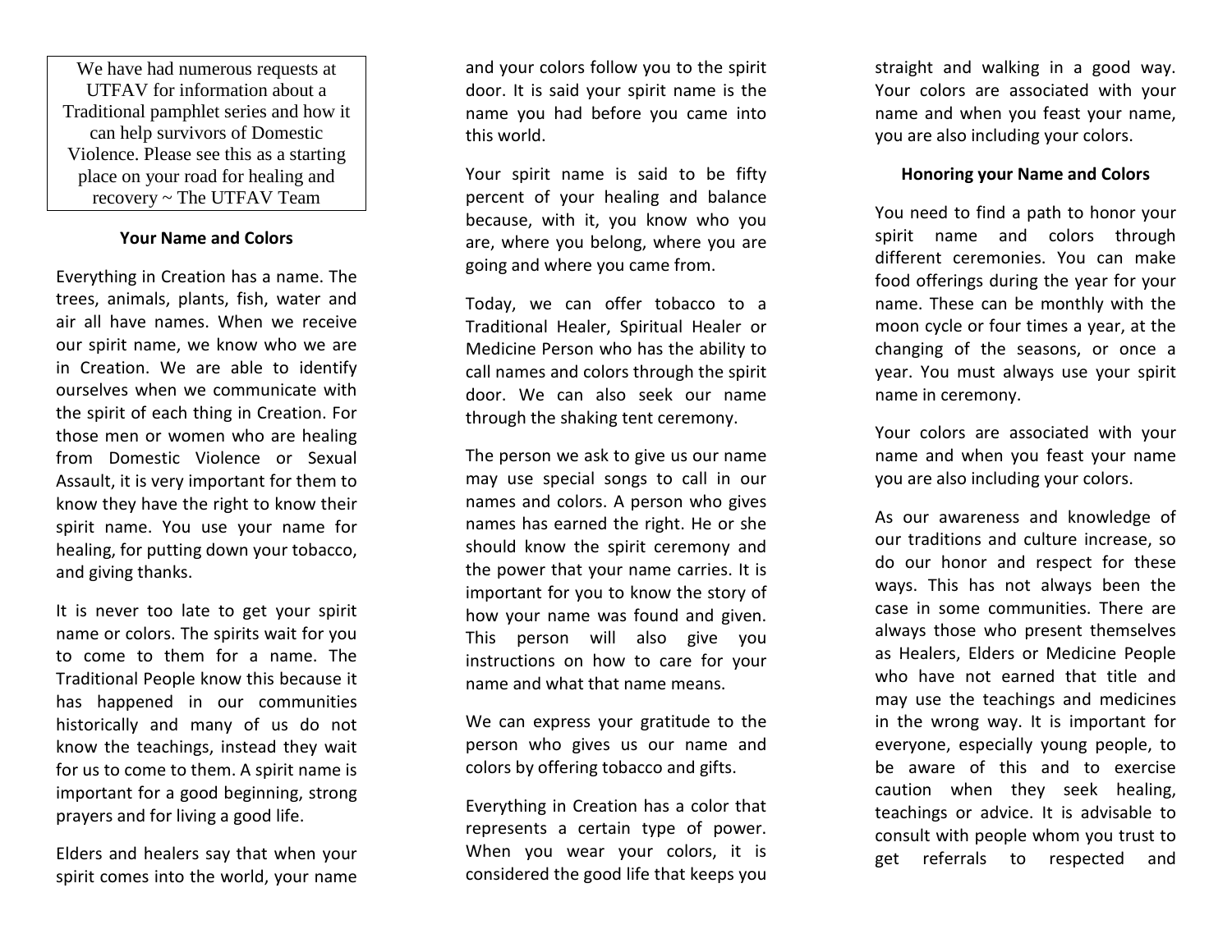We have had numerous requests at UTFAV for information about a Traditional pamphlet series and how it can help survivors of Domestic Violence. Please see this as a starting place on your road for healing and recovery ~ The UTFAV Team

**Your Name and Colors**

Everything in Creation has a name. The trees, animals, plants, fish, water and air all have names. When we receive our spirit name, we know who we are in Creation. We are able to identify ourselves when we communicate with the spirit of each thing in Creation. For those men or women who are healing from Domestic Violence or Sexual Assault, it is very important for them to know they have the right to know their spirit name. You use your name for healing, for putting down your tobacco, and giving thanks.

It is never too late to get your spirit name or colors. The spirits wait for you to come to them for a name. The Traditional People know this because it has happened in our communities historically and many of us do not know the teachings, instead they wait for us to come to them. A spirit name is important for a good beginning, strong prayers and for living a good life.

Elders and healers say that when your spirit comes into the world, your name and your colors follow you to the spirit door. It is said your spirit name is the name you had before you came into this world.

Your spirit name is said to be fifty percent of your healing and balance because, with it, you know who you are, where you belong, where you are going and where you came from.

Today, we can offer tobacco to a Traditional Healer, Spiritual Healer or Medicine Person who has the ability to call names and colors through the spirit door. We can also seek our name through the shaking tent ceremony.

The person we ask to give us our name may use special songs to call in our names and colors. A person who gives names has earned the right. He or she should know the spirit ceremony and the power that your name carries. It is important for you to know the story of how your name was found and given. This person will also give you instructions on how to care for your name and what that name means.

We can express your gratitude to the person who gives us our name and colors by offering tobacco and gifts.

Everything in Creation has a color that represents a certain type of power. When you wear your colors, it is considered the good life that keeps you straight and walking in a good way. Your colors are associated with your name and when you feast your name, you are also including your colors.

**Honoring your Name and Colors**

You need to find a path to honor your spirit name and colors through different ceremonies. You can make food offerings during the year for your name. These can be monthly with the moon cycle or four times a year, at the changing of the seasons, or once a year. You must always use your spirit name in ceremony.

Your colors are associated with your name and when you feast your name you are also including your colors.

As our awareness and knowledge of our traditions and culture increase, so do our honor and respect for these ways. This has not always been the case in some communities. There are always those who present themselves as Healers, Elders or Medicine People who have not earned that title and may use the teachings and medicines in the wrong way. It is important for everyone, especially young people, to be aware of this and to exercise caution when they seek healing, teachings or advice. It is advisable to consult with people whom you trust to get referrals to respected and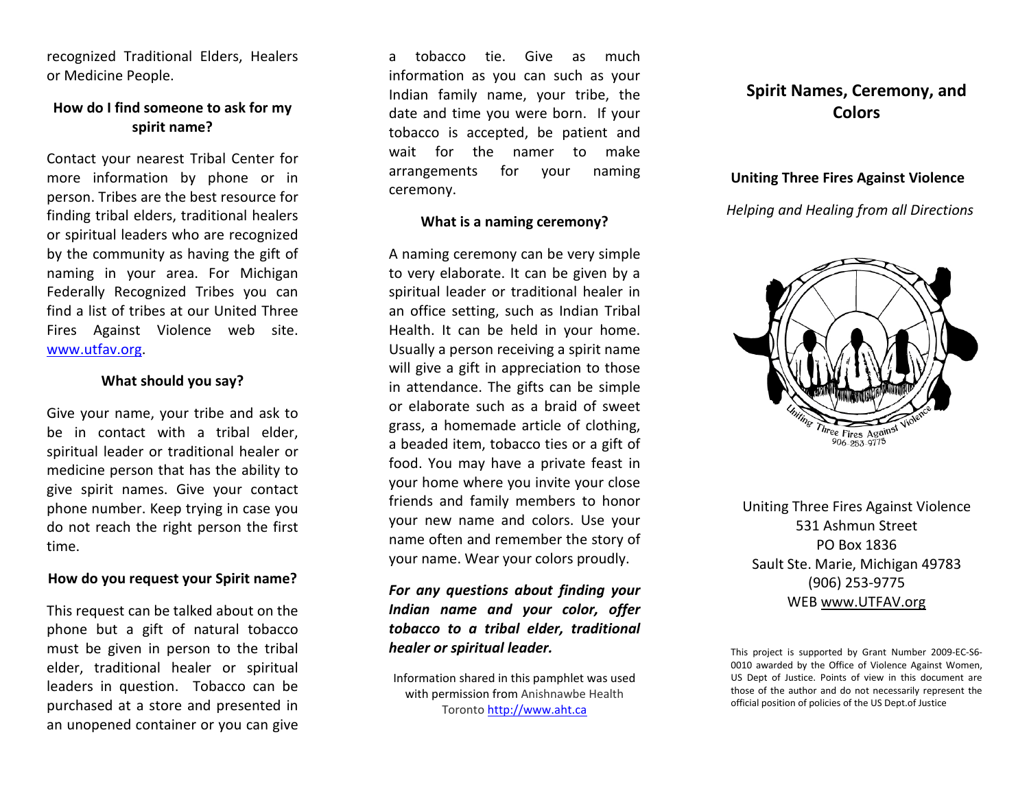recognized Traditional Elders, Healers or Medicine People.

### How do I find someone to ask for my spirit name?

Contact your nearest Tribal Center for more information by phone or in person. Tribes are the best resource for finding tribal elders, traditional healers or spiritual leaders who are recognized by the community as having the gift of naming in your area. For Michigan Federally Recognized Tribes you can find a list of tribes at our United Three Fires Against Violence web site. www.utfav.org.

### What should you say?

Give your name, your tribe and ask to be in contact with a tribal elder, spiritual leader or traditional healer or medicine person that has the ability to give spirit names. Give your contact phone number. Keep trying in case you do not reach the right person the first time.

### How do you request your Spirit name?

This request can be talked about on the phone but a gift of natural tobacco must be given in person to the tribal elder, traditional healer or spiritual leaders in question. Tobacco can be purchased at a store and presented in an unopened container or you can give a tobacco tie. Give as much information as you can such as your Indian family name, your tribe, the date and time you were born. If your tobacco is accepted, be patient and wait for the namer to make arrangements for your naming ceremony.

### What is a naming ceremony?

A naming ceremony can be very simple to very elaborate. It can be given by a spiritual leader or traditional healer in an office setting, such as Indian Tribal Health. It can be held in your home. Usually a person receiving a spirit name will give a gift in appreciation to those in attendance. The gifts can be simple or elaborate such as a braid of sweet grass, a homemade article of clothing, a beaded item, tobacco ties or a gift of food. You may have a private feast in your home where you invite your close friends and family members to honor your new name and colors. Use your name often and remember the story of your name. Wear your colors proudly.

***For any questions about finding your Indian name and your color, offer tobacco to a tribal elder, traditional healer or spiritual leader.***

Information shared in this pamphlet was used with permission from Anishnawbe Health Toronto http://www.aht.ca

# Spirit Names, Ceremony, and Colors

**Uniting Three Fires Against Violence**

*Helping and Healing from all Directions*

Uniting Three Fires Against Violence
906-253-9775

Uniting Three Fires Against Violence
531 Ashmun Street
PO Box 1836
Sault Ste. Marie, Michigan 49783
(906) 253-9775
WEB www.UTFAV.org

This project is supported by Grant Number 2009-EC-S6-0010 awarded by the Office of Violence Against Women, US Dept of Justice. Points of view in this document are those of the author and do not necessarily represent the official position of policies of the US Dept.of Justice